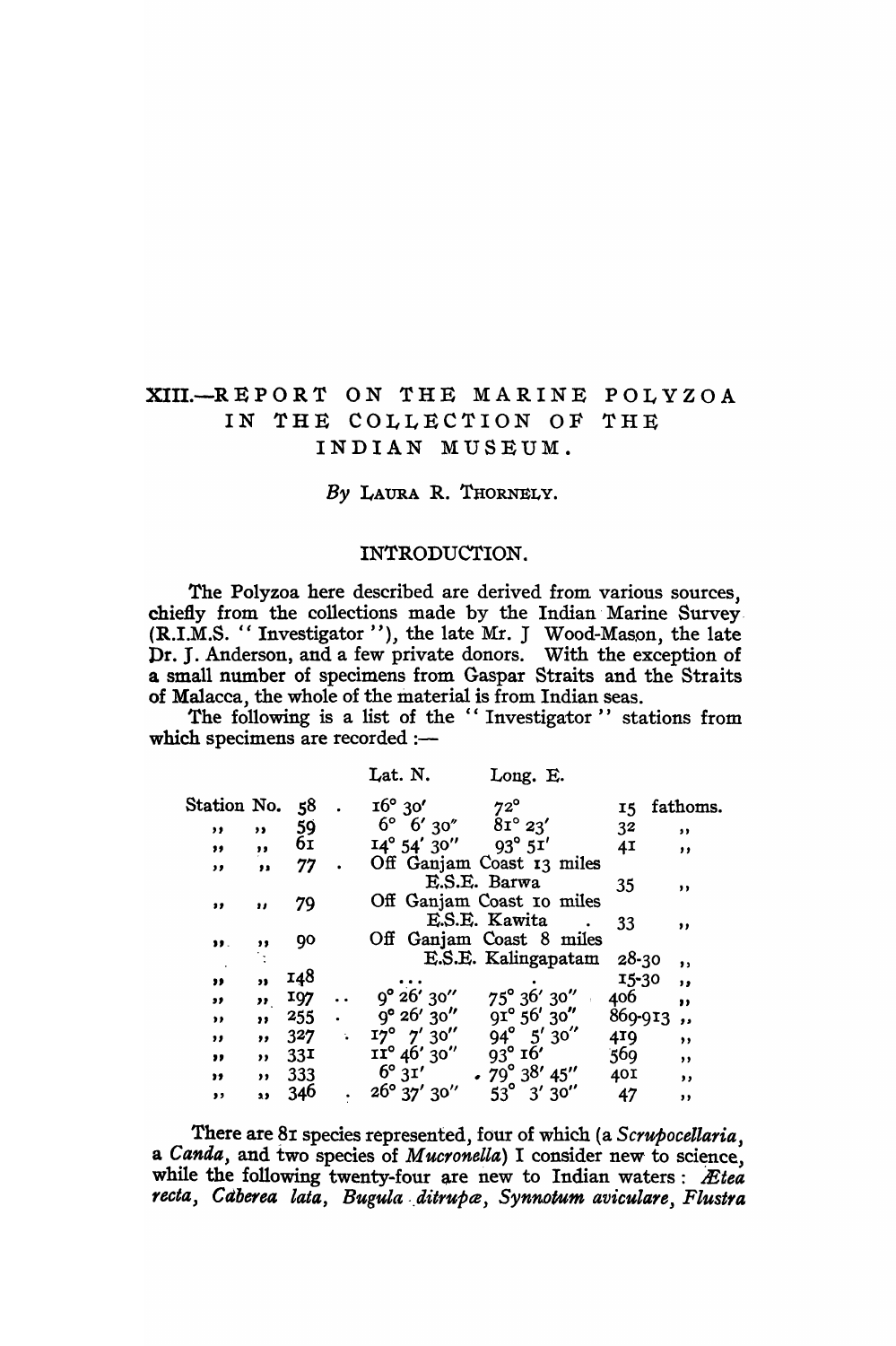# XIII.—REPORT ON THE MARINE POLYZOA IN THE COLLECTION OF THE INDIAN MUSEUM.

*By* LAURA R. THORNELY.

## INTRODUCTION.

The Polyzoa here described are derived from various sources, chiefly from the collections made by the Indian Marine Survey (R.I.M.S. "Investigator"), the late Mr. J Wood-Mason, the late Dr. J. Anderson, and a few private donors. With the exception of a small number of specimens from Gaspar Straits and the Straits of Malacca, the whole of the material is from Indian seas.

The following is a list of the "Investigator" stations from which specimens are recorded :—

| | Lat. N. | Long. E. | |
|---|---|---|---|
| Station No. 58 | 16° 30′ | 72° | 15 fathoms. |
| ,, ,, 59 | 6° 6′ 30″ | 81° 23′ | 32 ,, |
| ,, ,, 61 | 14° 54′ 30″ | 93° 51′ | 41 ,, |
| ,, ,, 77 | Off Ganjam Coast 13 miles E.S.E. Barwa | | 35 ,, |
| ,, ,, 79 | Off Ganjam Coast 10 miles E.S.E. Kawita | | 33 ,, |
| ,, ,, 90 | Off Ganjam Coast 8 miles E.S.E. Kalingapatam | | 28-30 ,, |
| ,, ,, 148 | ... | | 15-30 ,, |
| ,, ,, 197 | 9° 26′ 30″ | 75° 36′ 30″ | 406 ,, |
| ,, ,, 255 | 9° 26′ 30″ | 91° 56′ 30″ | 869-913 ,, |
| ,, ,, 327 | 17° 7′ 30″ | 94° 5′ 30″ | 419 ,, |
| ,, ,, 331 | 11° 46′ 30″ | 93° 16′ | 569 ,, |
| ,, ,, 333 | 6° 31′ | 79° 38′ 45″ | 401 ,, |
| ,, ,, 346 | 26° 37′ 30″ | 53° 3′ 30″ | 47 ,, |

There are 81 species represented, four of which (a *Scrupocellaria*, a *Canda*, and two species of *Mucronella*) I consider new to science, while the following twenty-four are new to Indian waters : *Ætea recta*, *Caberea lata*, *Bugula ditrupæ*, *Synnotum aviculare*, *Flustra*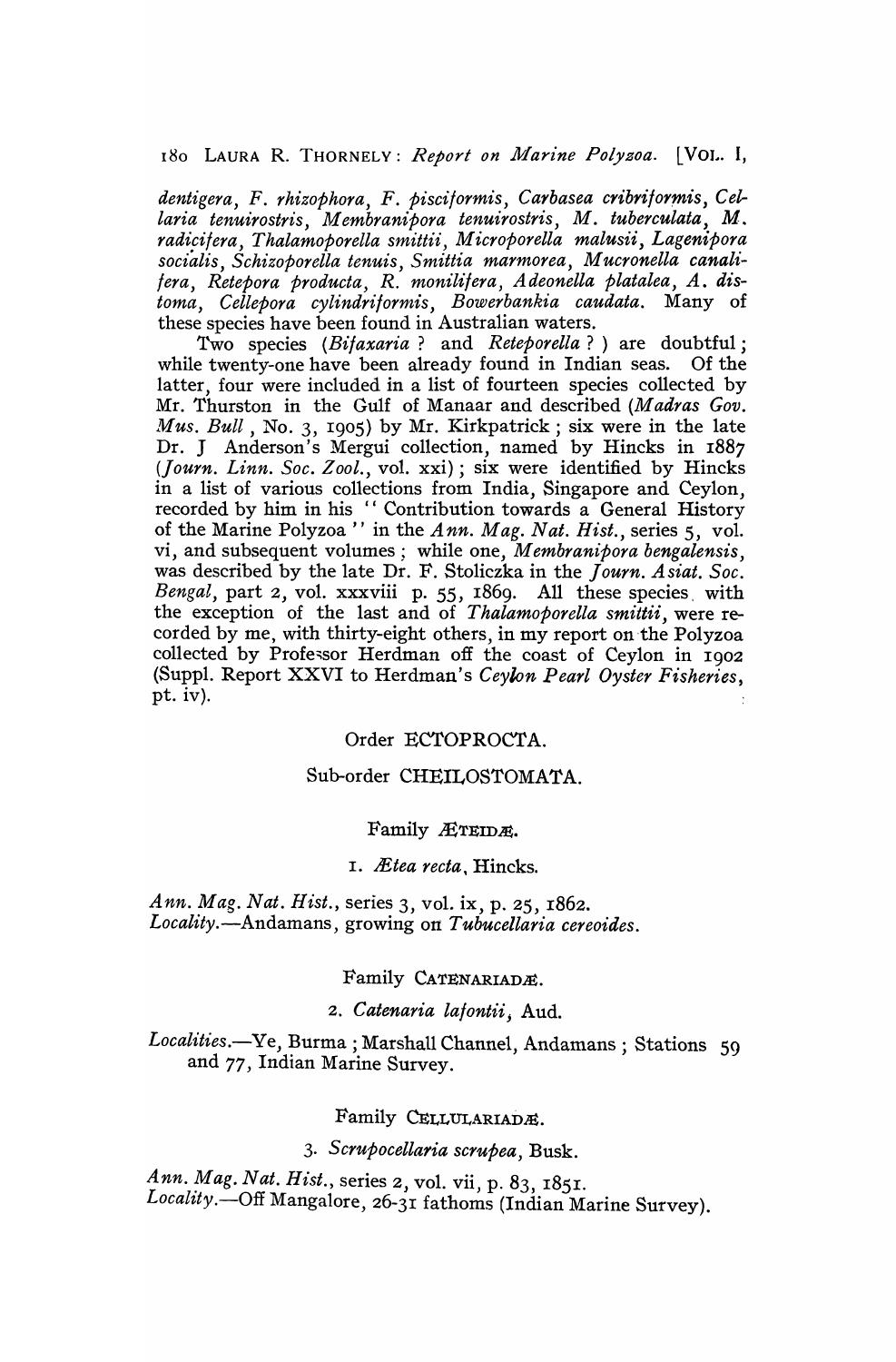*dentigera*, *F. rhizophora*, *F. pisciformis*, *Carbasea cribriformis*, *Cellaria tenuirostris*, *Membranipora tenuirostris*, *M. tuberculata*, *M. radicifera*, *Thalamoporella smittii*, *Microporella malusii*, *Lagenipora socialis*, *Schizoporella tenuis*, *Smittia marmorea*, *Mucronella canalifera*, *Retepora producta*, *R. monilifera*, *Adeonella platalea*, *A. distoma*, *Cellepora cylindriformis*, *Bowerbankia caudata*. Many of these species have been found in Australian waters.

Two species (*Bifaxaria* ? and *Reteporella* ? ) are doubtful; while twenty-one have been already found in Indian seas. Of the latter, four were included in a list of fourteen species collected by Mr. Thurston in the Gulf of Manaar and described (*Madras Gov. Mus. Bull*, No. 3, 1905) by Mr. Kirkpatrick; six were in the late Dr. J Anderson's Mergui collection, named by Hincks in 1887 (*Journ. Linn. Soc. Zool.*, vol. xxi); six were identified by Hincks in a list of various collections from India, Singapore and Ceylon, recorded by him in his " Contribution towards a General History of the Marine Polyzoa " in the *Ann. Mag. Nat. Hist.*, series 5, vol. vi, and subsequent volumes; while one, *Membranipora bengalensis*, was described by the late Dr. F. Stoliczka in the *Journ. Asiat. Soc. Bengal*, part 2, vol. xxxviii p. 55, 1869. All these species with the exception of the last and of *Thalamoporella smittii*, were recorded by me, with thirty-eight others, in my report on the Polyzoa collected by Professor Herdman off the coast of Ceylon in 1902 (Suppl. Report XXVI to Herdman's *Ceylon Pearl Oyster Fisheries*, pt. iv).

## Order ECTOPROCTA.

## Sub-order CHEILOSTOMATA.

### Family ÆTEIDÆ.

#### 1. *Ætea recta*, Hincks.

*Ann. Mag. Nat. Hist.*, series 3, vol. ix, p. 25, 1862.
*Locality*.—Andamans, growing on *Tubucellaria cereoides*.

### Family CATENARIADÆ.

#### 2. *Catenaria lafontii*, Aud.

*Localities*.—Ye, Burma; Marshall Channel, Andamans; Stations 59 and 77, Indian Marine Survey.

### Family CELLULARIADÆ.

#### 3. *Scrupocellaria scrupea*, Busk.

*Ann. Mag. Nat. Hist.*, series 2, vol. vii, p. 83, 1851.
*Locality*.—Off Mangalore, 26-31 fathoms (Indian Marine Survey).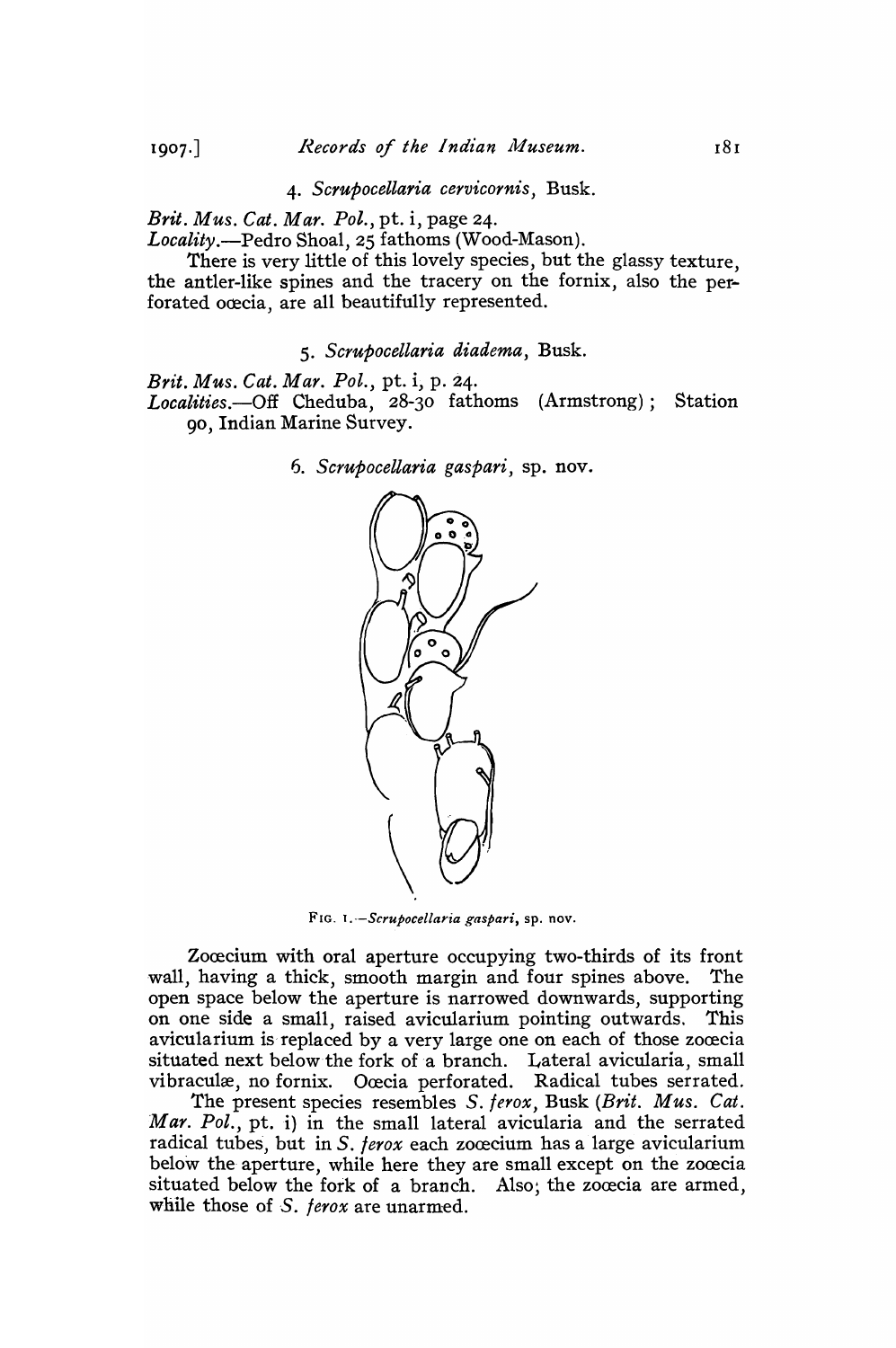### 4. *Scrupocellaria cervicornis*, Busk.

*Brit. Mus. Cat. Mar. Pol.*, pt. i, page 24.
*Locality.*—Pedro Shoal, 25 fathoms (Wood-Mason).

There is very little of this lovely species, but the glassy texture, the antler-like spines and the tracery on the fornix, also the perforated oœcia, are all beautifully represented.

### 5. *Scrupocellaria diadema*, Busk.

*Brit. Mus. Cat. Mar. Pol.*, pt. i, p. 24.
*Localities.*—Off Cheduba, 28-30 fathoms (Armstrong); Station 90, Indian Marine Survey.

### 6. *Scrupocellaria gaspari*, sp. nov.

FIG. 1.—*Scrupocellaria gaspari*, sp. nov.

Zoœcium with oral aperture occupying two-thirds of its front wall, having a thick, smooth margin and four spines above. The open space below the aperture is narrowed downwards, supporting on one side a small, raised avicularium pointing outwards. This avicularium is replaced by a very large one on each of those zoœcia situated next below the fork of a branch. Lateral avicularia, small vibraculæ, no fornix. Oœcia perforated. Radical tubes serrated.

The present species resembles *S. ferox*, Busk (*Brit. Mus. Cat. Mar. Pol.*, pt. i) in the small lateral avicularia and the serrated radical tubes, but in *S. ferox* each zoœcium has a large avicularium below the aperture, while here they are small except on the zoœcia situated below the fork of a branch. Also, the zoœcia are armed, while those of *S. ferox* are unarmed.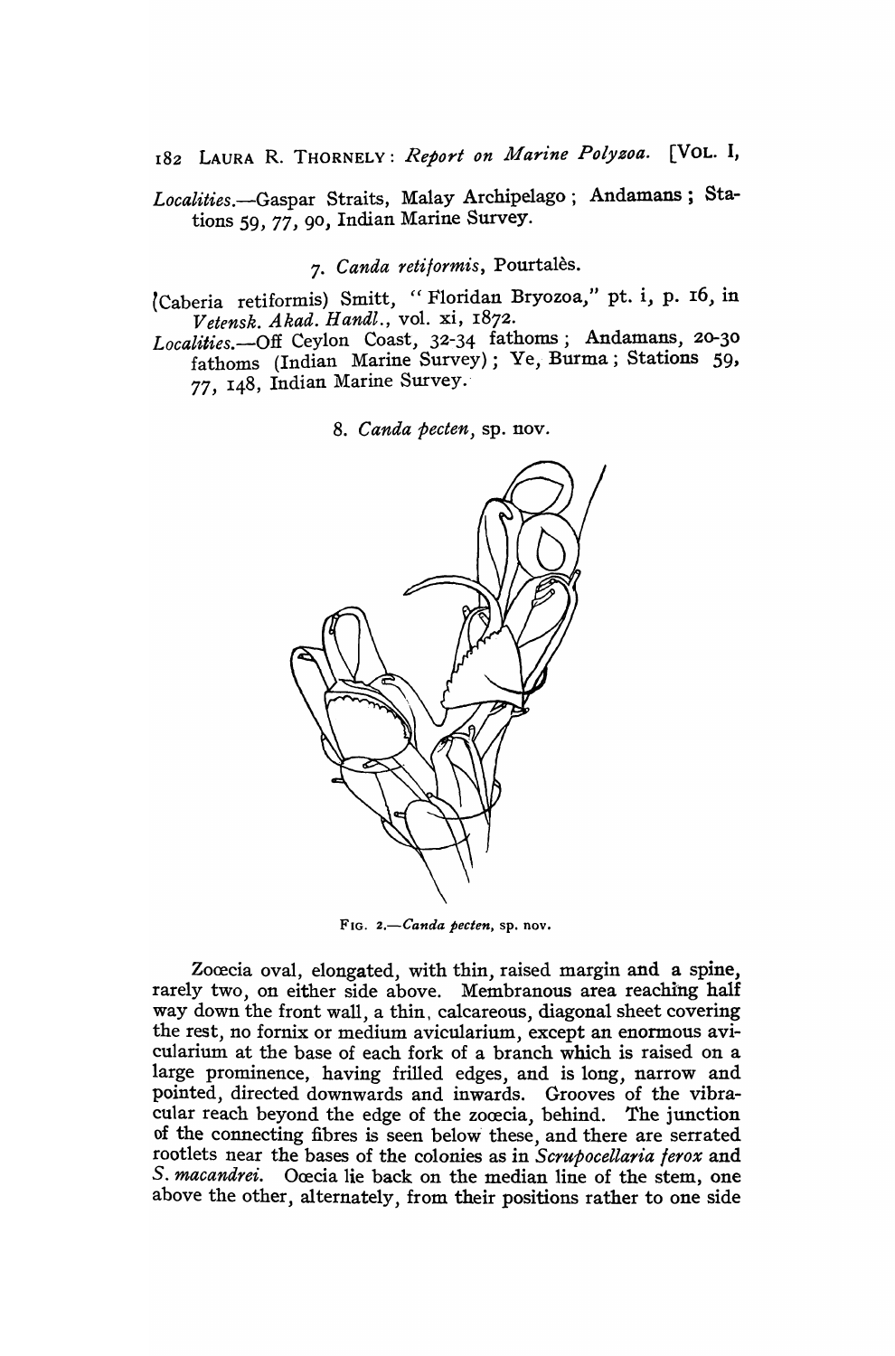*Localities*.—Gaspar Straits, Malay Archipelago; Andamans; Stations 59, 77, 90, Indian Marine Survey.

### 7. *Canda retiformis*, Pourtalès.

(Caberia retiformis) Smitt, "Floridan Bryozoa," pt. i, p. 16, in *Vetensk. Akad. Handl.*, vol. xi, 1872.

*Localities*.—Off Ceylon Coast, 32-34 fathoms; Andamans, 20-30 fathoms (Indian Marine Survey); Ye, Burma; Stations 59, 77, 148, Indian Marine Survey.

### 8. *Canda pecten*, sp. nov.

FIG. 2.—*Canda pecten*, sp. nov.

Zoœcia oval, elongated, with thin, raised margin and a spine, rarely two, on either side above. Membranous area reaching half way down the front wall, a thin, calcareous, diagonal sheet covering the rest, no fornix or medium avicularium, except an enormous avicularium at the base of each fork of a branch which is raised on a large prominence, having frilled edges, and is long, narrow and pointed, directed downwards and inwards. Grooves of the vibracular reach beyond the edge of the zoœcia, behind. The junction of the connecting fibres is seen below these, and there are serrated rootlets near the bases of the colonies as in *Scrupocellaria ferox* and *S. macandrei*. Oœcia lie back on the median line of the stem, one above the other, alternately, from their positions rather to one side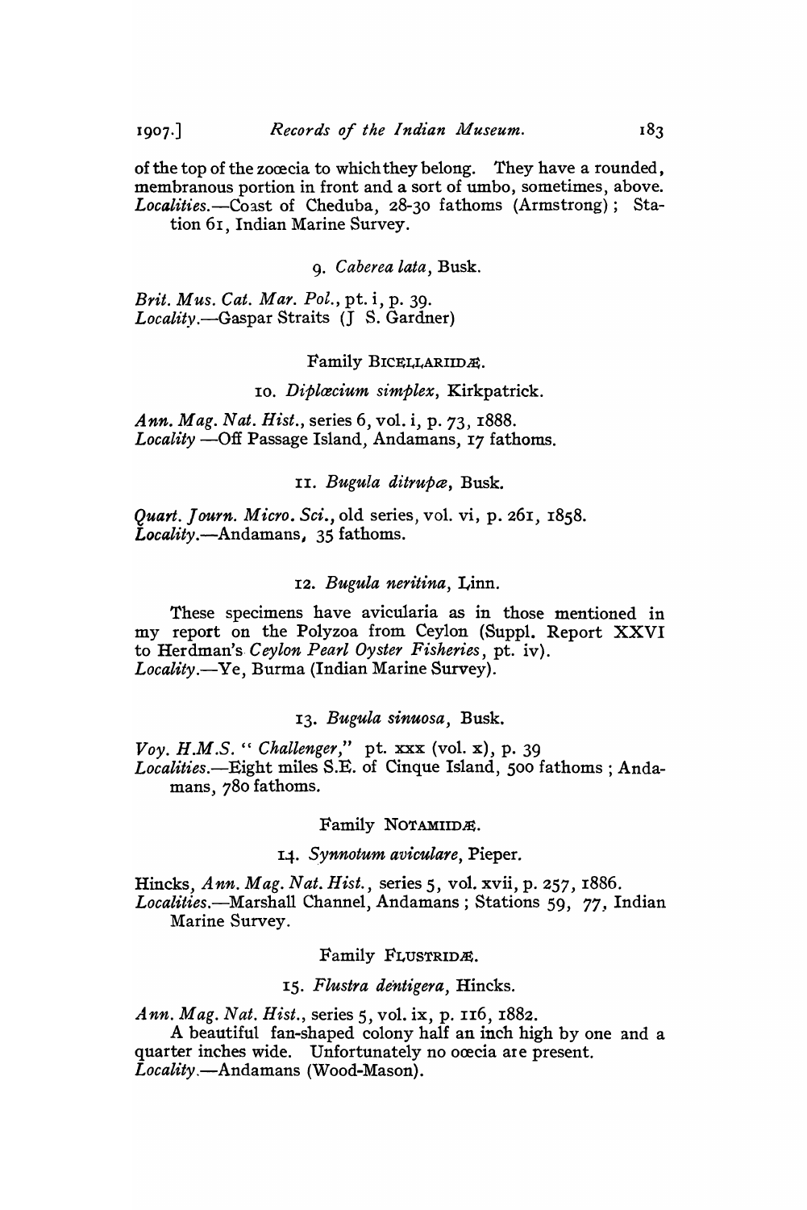of the top of the zooecia to which they belong. They have a rounded, membranous portion in front and a sort of umbo, sometimes, above.
*Localities*.—Coast of Cheduba, 28-30 fathoms (Armstrong); Station 61, Indian Marine Survey.

### 9. *Caberea lata*, Busk.

*Brit. Mus. Cat. Mar. Pol.*, pt. i, p. 39.
*Locality*.—Gaspar Straits (J S. Gardner)

## Family BICELLARIIDÆ.

### 10. *Diplœcium simplex*, Kirkpatrick.

*Ann. Mag. Nat. Hist.*, series 6, vol. i, p. 73, 1888.
*Locality* —Off Passage Island, Andamans, 17 fathoms.

### 11. *Bugula ditrupæ*, Busk.

*Quart. Journ. Micro. Sci.*, old series, vol. vi, p. 261, 1858.
*Locality*.—Andamans, 35 fathoms.

### 12. *Bugula neritina*, Linn.

These specimens have avicularia as in those mentioned in my report on the Polyzoa from Ceylon (Suppl. Report XXVI to Herdman's *Ceylon Pearl Oyster Fisheries*, pt. iv).
*Locality*.—Ye, Burma (Indian Marine Survey).

### 13. *Bugula sinuosa*, Busk.

*Voy. H.M.S. "Challenger,"* pt. xxx (vol. x), p. 39
*Localities*.—Eight miles S.E. of Cinque Island, 500 fathoms; Andamans, 780 fathoms.

## Family NOTAMIIDÆ.

### 14. *Synnotum aviculare*, Pieper.

Hincks, *Ann. Mag. Nat. Hist.*, series 5, vol. xvii, p. 257, 1886.
*Localities*.—Marshall Channel, Andamans; Stations 59, 77, Indian Marine Survey.

## Family FLUSTRIDÆ.

### 15. *Flustra dentigera*, Hincks.

*Ann. Mag. Nat. Hist.*, series 5, vol. ix, p. 116, 1882.

A beautiful fan-shaped colony half an inch high by one and a quarter inches wide. Unfortunately no ooecia are present.
*Locality*.—Andamans (Wood-Mason).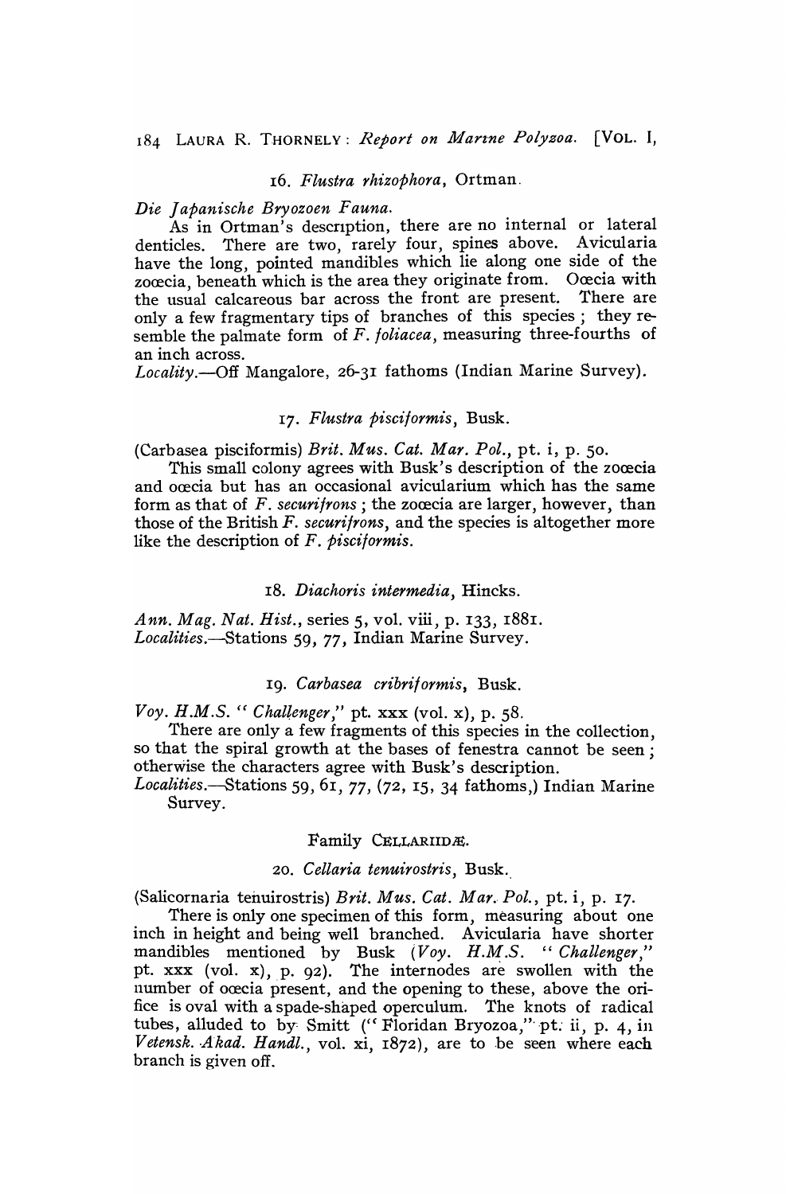### 16. *Flustra rhizophora*, Ortman.

*Die Japanische Bryozoen Fauna.*

As in Ortman's description, there are no internal or lateral denticles. There are two, rarely four, spines above. Avicularia have the long, pointed mandibles which lie along one side of the zoœcia, beneath which is the area they originate from. Oœcia with the usual calcareous bar across the front are present. There are only a few fragmentary tips of branches of this species; they resemble the palmate form of *F. foliacea*, measuring three-fourths of an inch across.

*Locality*.—Off Mangalore, 26-31 fathoms (Indian Marine Survey).

### 17. *Flustra pisciformis*, Busk.

(Carbasea pisciformis) *Brit. Mus. Cat. Mar. Pol.*, pt. i, p. 50.

This small colony agrees with Busk's description of the zoœcia and oœcia but has an occasional avicularium which has the same form as that of *F. securifrons*; the zoœcia are larger, however, than those of the British *F. securifrons*, and the species is altogether more like the description of *F. pisciformis*.

### 18. *Diachoris intermedia*, Hincks.

*Ann. Mag. Nat. Hist.*, series 5, vol. viii, p. 133, 1881.

*Localities*.—Stations 59, 77, Indian Marine Survey.

### 19. *Carbasea cribriformis*, Busk.

*Voy. H.M.S. "Challenger,"* pt. xxx (vol. x), p. 58.

There are only a few fragments of this species in the collection, so that the spiral growth at the bases of fenestra cannot be seen; otherwise the characters agree with Busk's description.

*Localities*.—Stations 59, 61, 77, (72, 15, 34 fathoms,) Indian Marine Survey.

## Family CELLARIIDÆ.

### 20. *Cellaria tenuirostris*, Busk.

(Salicornaria tenuirostris) *Brit. Mus. Cat. Mar. Pol.*, pt. i, p. 17.

There is only one specimen of this form, measuring about one inch in height and being well branched. Avicularia have shorter mandibles mentioned by Busk (*Voy. H.M.S. "Challenger,"* pt. xxx (vol. x), p. 92). The internodes are swollen with the number of oœcia present, and the opening to these, above the orifice is oval with a spade-shaped operculum. The knots of radical tubes, alluded to by Smitt ("Floridan Bryozoa," pt. ii, p. 4, in *Vetensk. Akad. Handl.*, vol. xi, 1872), are to be seen where each branch is given off.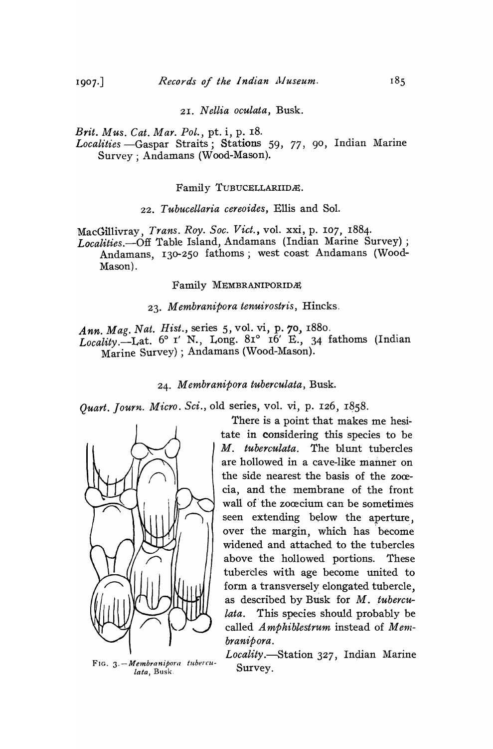21. *Nellia oculata*, Busk.

*Brit. Mus. Cat. Mar. Pol.*, pt. i, p. 18.
*Localities* —Gaspar Straits; Stations 59, 77, 90, Indian Marine Survey; Andamans (Wood-Mason).

Family TUBUCELLARIIDÆ.

22. *Tubucellaria cereoides*, Ellis and Sol.

MacGillivray, *Trans. Roy. Soc. Vict.*, vol. xxi, p. 107, 1884.
*Localities.*—Off Table Island, Andamans (Indian Marine Survey); Andamans, 130-250 fathoms; west coast Andamans (Wood-Mason).

Family MEMBRANIPORIDÆ

23. *Membranipora tenuirostris*, Hincks.

*Ann. Mag. Nat. Hist.*, series 5, vol. vi, p. 70, 1880.
*Locality.*—Lat. 6° 1′ N., Long. 81° 16′ E., 34 fathoms (Indian Marine Survey); Andamans (Wood-Mason).

24. *Membranipora tuberculata*, Busk.

*Quart. Journ. Micro. Sci.*, old series, vol. vi, p. 126, 1858.

There is a point that makes me hesitate in considering this species to be *M. tuberculata*. The blunt tubercles are hollowed in a cave-like manner on the side nearest the basis of the zoœcia, and the membrane of the front wall of the zoœcium can be sometimes seen extending below the aperture, over the margin, which has become widened and attached to the tubercles above the hollowed portions. These tubercles with age become united to form a transversely elongated tubercle, as described by Busk for *M. tuberculata*. This species should probably be called *Amphiblestrum* instead of *Membranipora*.

FIG. 3.—*Membranipora tuberculata*, Busk.

*Locality.*—Station 327, Indian Marine Survey.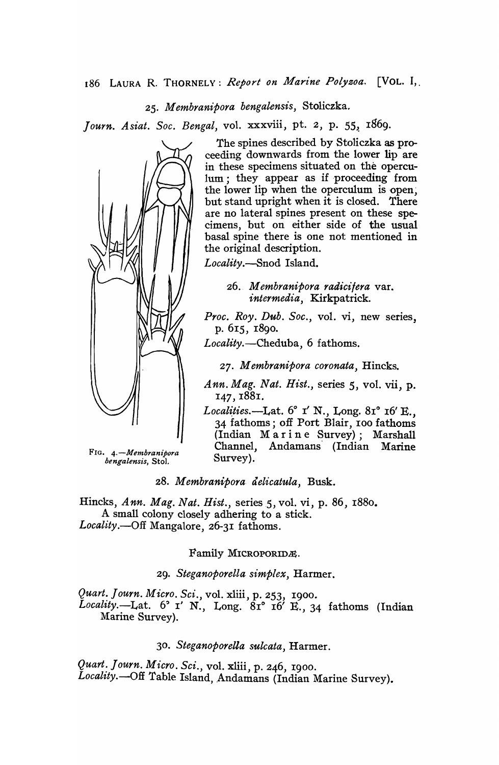### 25. *Membranipora bengalensis*, Stoliczka.

*Journ. Asiat. Soc. Bengal*, vol. xxxviii, pt. 2, p. 55, 1869.

The spines described by Stoliczka as proceeding downwards from the lower lip are in these specimens situated on the operculum; they appear as if proceeding from the lower lip when the operculum is open, but stand upright when it is closed. There are no lateral spines present on these specimens, but on either side of the usual basal spine there is one not mentioned in the original description.

*Locality*.—Snod Island.

FIG. 4.—*Membranipora bengalensis*, Stol.

### 26. *Membranipora radicifera* var. *intermedia*, Kirkpatrick.

*Proc. Roy. Dub. Soc.*, vol. vi, new series, p. 615, 1890.

*Locality*.—Cheduba, 6 fathoms.

### 27. *Membranipora coronata*, Hincks.

*Ann. Mag. Nat. Hist.*, series 5, vol. vii, p. 147, 1881.

*Localities*.—Lat. 6° 1′ N., Long. 81° 16′ E., 34 fathoms; off Port Blair, 100 fathoms (Indian Marine Survey); Marshall Channel, Andamans (Indian Marine Survey).

### 28. *Membranipora delicatula*, Busk.

Hincks, *Ann. Mag. Nat. Hist.*, series 5, vol. vi, p. 86, 1880.

A small colony closely adhering to a stick.

*Locality*.—Off Mangalore, 26-31 fathoms.

## Family MICROPORIDÆ.

### 29. *Steganoporella simplex*, Harmer.

*Quart. Journ. Micro. Sci.*, vol. xliii, p. 253, 1900.

*Locality*.—Lat. 6° 1′ N., Long. 81° 16′ E., 34 fathoms (Indian Marine Survey).

### 30. *Steganoporella sulcata*, Harmer.

*Quart. Journ. Micro. Sci.*, vol. xliii, p. 246, 1900.

*Locality*.—Off Table Island, Andamans (Indian Marine Survey).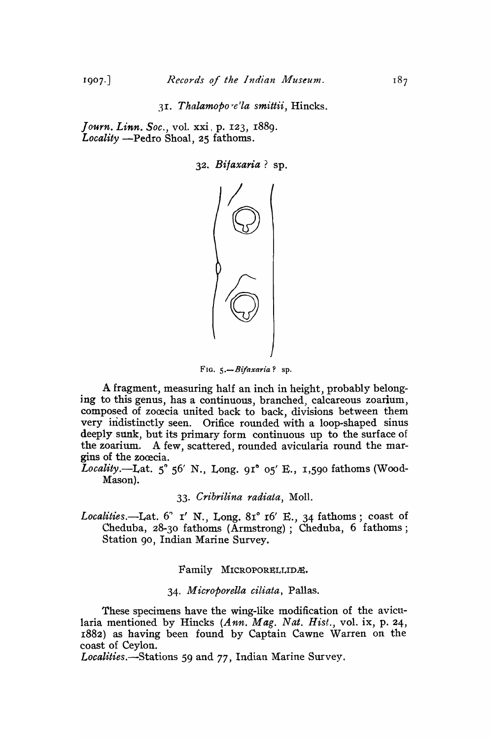31. *Thalamoporella smittii*, Hincks.

*Journ. Linn. Soc.*, vol. xxi, p. 123, 1889.
*Locality* —Pedro Shoal, 25 fathoms.

32. *Bifaxaria* ? sp.

FIG. 5.—*Bifaxaria* ? sp.

A fragment, measuring half an inch in height, probably belonging to this genus, has a continuous, branched, calcareous zoarium, composed of zoœcia united back to back, divisions between them very indistinctly seen. Orifice rounded with a loop-shaped sinus deeply sunk, but its primary form continuous up to the surface of the zoarium. A few, scattered, rounded avicularia round the margins of the zoœcia.

*Locality*.—Lat. 5° 56′ N., Long. 91° 05′ E., 1,590 fathoms (Wood-Mason).

33. *Cribrilina radiata*, Moll.

*Localities*.—Lat. 6° 1′ N., Long. 81° 16′ E., 34 fathoms; coast of Cheduba, 28-30 fathoms (Armstrong); Cheduba, 6 fathoms; Station 90, Indian Marine Survey.

Family MICROPORELLIDÆ.

34. *Microporella ciliata*, Pallas.

These specimens have the wing-like modification of the avicularia mentioned by Hincks (*Ann. Mag. Nat. Hist.*, vol. ix, p. 24, 1882) as having been found by Captain Cawne Warren on the coast of Ceylon.

*Localities*.—Stations 59 and 77, Indian Marine Survey.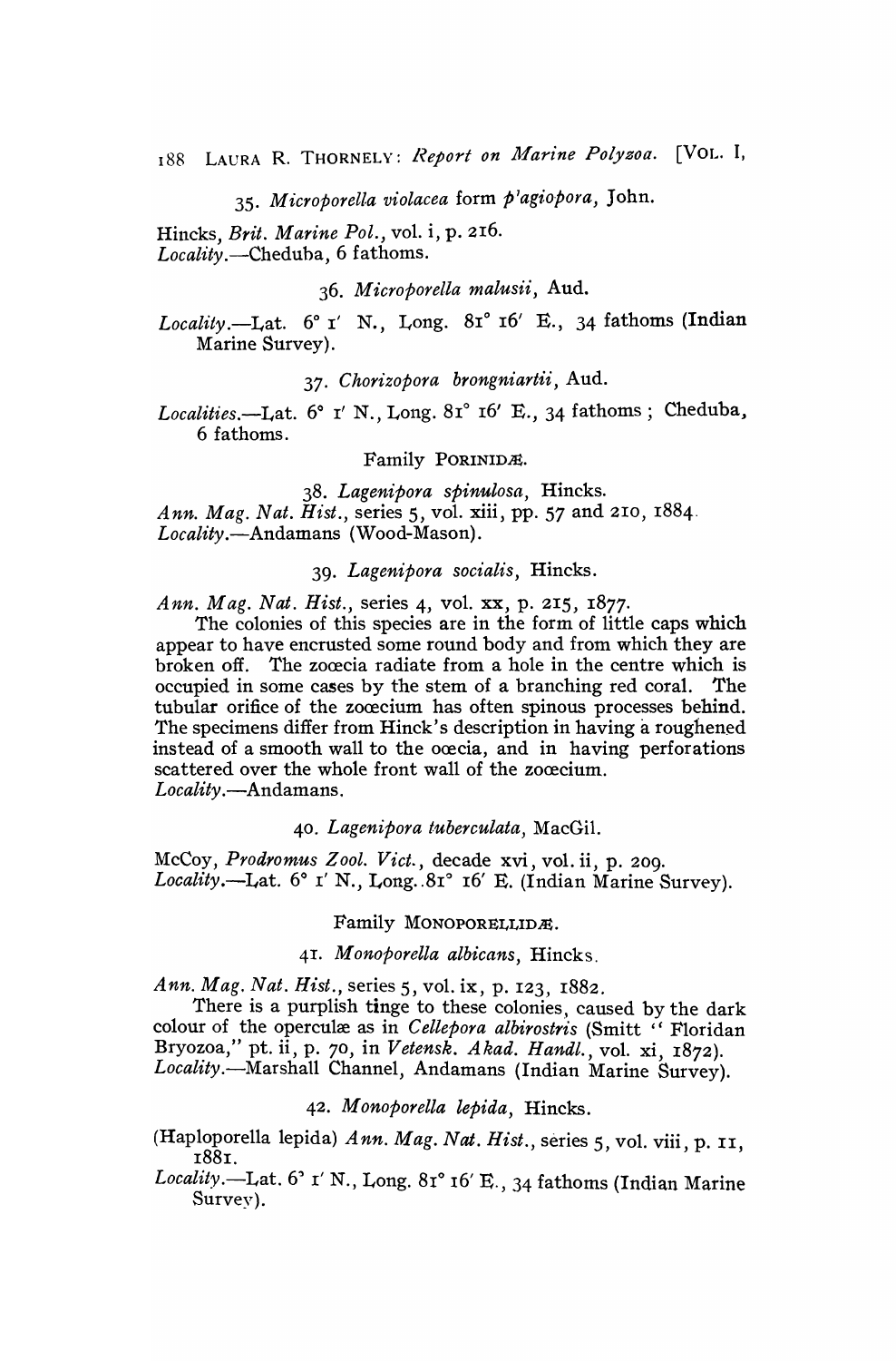### 35. *Microporella violacea* form *plagiopora*, John.

Hincks, *Brit. Marine Pol.*, vol. i, p. 216.
*Locality*.—Cheduba, 6 fathoms.

### 36. *Microporella malusii*, Aud.

*Locality*.—Lat. 6° 1′ N., Long. 81° 16′ E., 34 fathoms (Indian Marine Survey).

### 37. *Chorizopora brongniartii*, Aud.

*Localities*.—Lat. 6° 1′ N., Long. 81° 16′ E., 34 fathoms; Cheduba, 6 fathoms.

## Family PORINIDÆ.

### 38. *Lagenipora spinulosa*, Hincks.

*Ann. Mag. Nat. Hist.*, series 5, vol. xiii, pp. 57 and 210, 1884.
*Locality*.—Andamans (Wood-Mason).

### 39. *Lagenipora socialis*, Hincks.

*Ann. Mag. Nat. Hist.*, series 4, vol. xx, p. 215, 1877.

The colonies of this species are in the form of little caps which appear to have encrusted some round body and from which they are broken off. The zoœcia radiate from a hole in the centre which is occupied in some cases by the stem of a branching red coral. The tubular orifice of the zoœcium has often spinous processes behind. The specimens differ from Hinck's description in having a roughened instead of a smooth wall to the oœcia, and in having perforations scattered over the whole front wall of the zoœcium.
*Locality*.—Andamans.

### 40. *Lagenipora tuberculata*, MacGil.

McCoy, *Prodromus Zool. Vict.*, decade xvi, vol. ii, p. 209.
*Locality*.—Lat. 6° 1′ N., Long. 81° 16′ E. (Indian Marine Survey).

## Family MONOPORELLIDÆ.

### 41. *Monoporella albicans*, Hincks.

*Ann. Mag. Nat. Hist.*, series 5, vol. ix, p. 123, 1882.

There is a purplish tinge to these colonies, caused by the dark colour of the operculæ as in *Cellepora albirostris* (Smitt "Floridan Bryozoa," pt. ii, p. 70, in *Vetensk. Akad. Handl.*, vol. xi, 1872).
*Locality*.—Marshall Channel, Andamans (Indian Marine Survey).

### 42. *Monoporella lepida*, Hincks.

(Haploporella lepida) *Ann. Mag. Nat. Hist.*, series 5, vol. viii, p. 11, 1881.
*Locality*.—Lat. 6° 1′ N., Long. 81° 16′ E., 34 fathoms (Indian Marine Survey).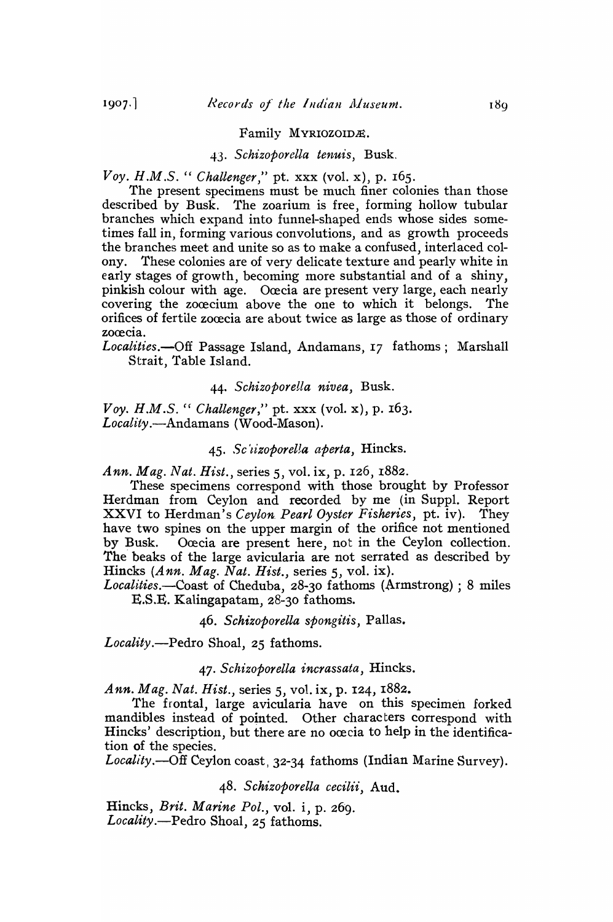## Family MYRIOZOIDÆ.

### 43. *Schizoporella tenuis*, Busk.

*Voy. H.M.S. "Challenger,"* pt. xxx (vol. x), p. 165.

The present specimens must be much finer colonies than those described by Busk. The zoarium is free, forming hollow tubular branches which expand into funnel-shaped ends whose sides sometimes fall in, forming various convolutions, and as growth proceeds the branches meet and unite so as to make a confused, interlaced colony. These colonies are of very delicate texture and pearly white in early stages of growth, becoming more substantial and of a shiny, pinkish colour with age. Oœcia are present very large, each nearly covering the zoœcium above the one to which it belongs. The orifices of fertile zoœcia are about twice as large as those of ordinary zoœcia.

*Localities.*—Off Passage Island, Andamans, 17 fathoms; Marshall Strait, Table Island.

### 44. *Schizoporella nivea*, Busk.

*Voy. H.M.S. "Challenger,"* pt. xxx (vol. x), p. 163.
*Locality.*—Andamans (Wood-Mason).

### 45. *Schizoporella aperta*, Hincks.

*Ann. Mag. Nat. Hist.*, series 5, vol. ix, p. 126, 1882.

These specimens correspond with those brought by Professor Herdman from Ceylon and recorded by me (in Suppl. Report XXVI to Herdman's *Ceylon Pearl Oyster Fisheries*, pt. iv). They have two spines on the upper margin of the orifice not mentioned by Busk. Oœcia are present here, not in the Ceylon collection. The beaks of the large avicularia are not serrated as described by Hincks (*Ann. Mag. Nat. Hist.*, series 5, vol. ix).

*Localities.*—Coast of Cheduba, 28-30 fathoms (Armstrong); 8 miles E.S.E. Kalingapatam, 28-30 fathoms.

### 46. *Schizoporella spongitis*, Pallas.

*Locality.*—Pedro Shoal, 25 fathoms.

### 47. *Schizoporella incrassata*, Hincks.

*Ann. Mag. Nat. Hist.*, series 5, vol. ix, p. 124, 1882.

The frontal, large avicularia have on this specimen forked mandibles instead of pointed. Other characters correspond with Hincks' description, but there are no oœcia to help in the identification of the species.

*Locality.*—Off Ceylon coast, 32-34 fathoms (Indian Marine Survey).

### 48. *Schizoporella cecilii*, Aud.

Hincks, *Brit. Marine Pol.*, vol. i, p. 269.
*Locality.*—Pedro Shoal, 25 fathoms.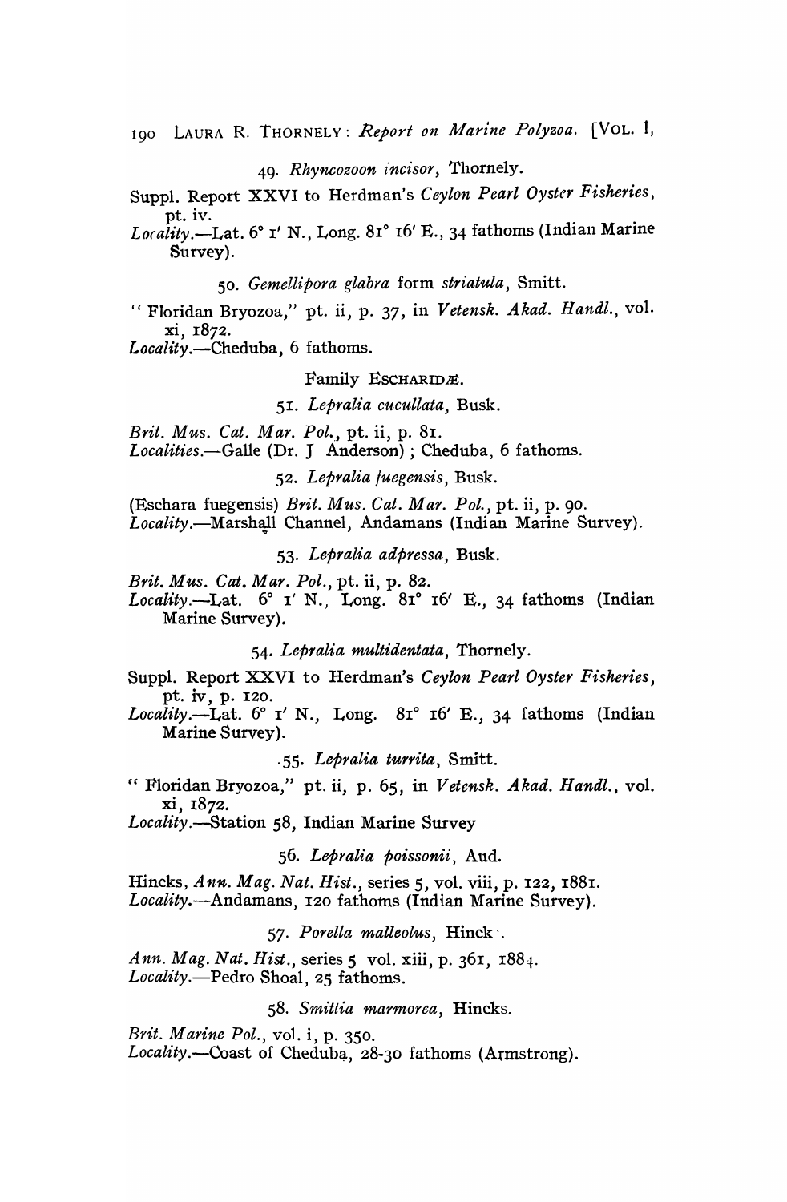49. *Rhyncozoon incisor*, Thornely.

Suppl. Report XXVI to Herdman's *Ceylon Pearl Oyster Fisheries*, pt. iv.

*Locality*.—Lat. 6° 1′ N., Long. 81° 16′ E., 34 fathoms (Indian Marine Survey).

50. *Gemellipora glabra* form *striatula*, Smitt.

"Floridan Bryozoa," pt. ii, p. 37, in *Vetensk. Akad. Handl.*, vol. xi, 1872.

*Locality*.—Cheduba, 6 fathoms.

Family ESCHARIDÆ.

51. *Lepralia cucullata*, Busk.

*Brit. Mus. Cat. Mar. Pol.*, pt. ii, p. 81.

*Localities*.—Galle (Dr. J Anderson); Cheduba, 6 fathoms.

52. *Lepralia fuegensis*, Busk.

(Eschara fuegensis) *Brit. Mus. Cat. Mar. Pol.*, pt. ii, p. 90.

*Locality*.—Marshall Channel, Andamans (Indian Marine Survey).

53. *Lepralia adpressa*, Busk.

*Brit. Mus. Cat. Mar. Pol.*, pt. ii, p. 82.

*Locality*.—Lat. 6° 1′ N., Long. 81° 16′ E., 34 fathoms (Indian Marine Survey).

54. *Lepralia multidentata*, Thornely.

Suppl. Report XXVI to Herdman's *Ceylon Pearl Oyster Fisheries*, pt. iv, p. 120.

*Locality*.—Lat. 6° 1′ N., Long. 81° 16′ E., 34 fathoms (Indian Marine Survey).

55. *Lepralia turrita*, Smitt.

"Floridan Bryozoa," pt. ii, p. 65, in *Vetensk. Akad. Handl.*, vol. xi, 1872.

*Locality*.—Station 58, Indian Marine Survey

56. *Lepralia poissonii*, Aud.

Hincks, *Ann. Mag. Nat. Hist.*, series 5, vol. viii, p. 122, 1881.

*Locality*.—Andamans, 120 fathoms (Indian Marine Survey).

57. *Porella malleolus*, Hincks.

*Ann. Mag. Nat. Hist.*, series 5 vol. xiii, p. 361, 1884.

*Locality*.—Pedro Shoal, 25 fathoms.

58. *Smittia marmorea*, Hincks.

*Brit. Marine Pol.*, vol. i, p. 350.

*Locality*.—Coast of Cheduba, 28-30 fathoms (Armstrong).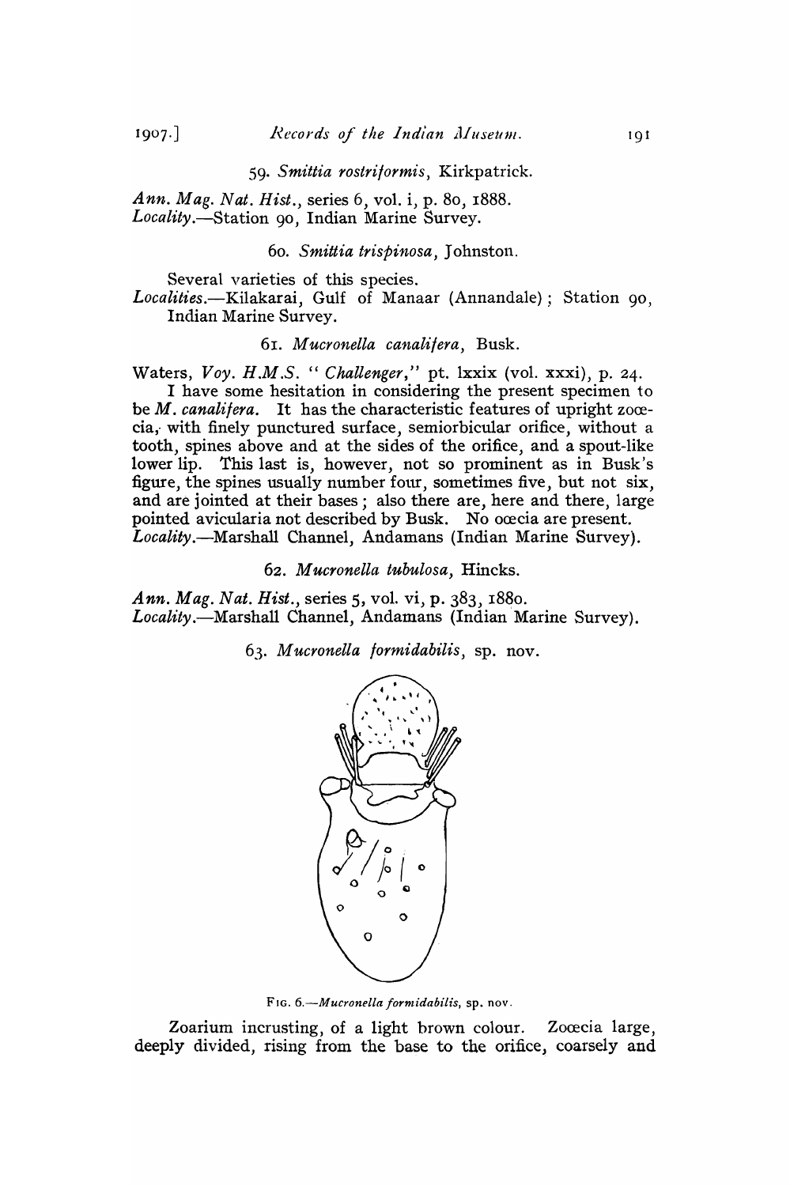59. *Smittia rostriformis*, Kirkpatrick.

*Ann. Mag. Nat. Hist.*, series 6, vol. i, p. 80, 1888.
*Locality.*—Station 90, Indian Marine Survey.

60. *Smittia trispinosa*, Johnston.

Several varieties of this species.
*Localities.*—Kilakarai, Gulf of Manaar (Annandale); Station 90, Indian Marine Survey.

61. *Mucronella canalifera*, Busk.

Waters, *Voy. H.M.S. "Challenger,"* pt. lxxix (vol. xxxi), p. 24.

I have some hesitation in considering the present specimen to be *M. canalifera*. It has the characteristic features of upright zoœcia, with finely punctured surface, semiorbicular orifice, without a tooth, spines above and at the sides of the orifice, and a spout-like lower lip. This last is, however, not so prominent as in Busk's figure, the spines usually number four, sometimes five, but not six, and are jointed at their bases; also there are, here and there, large pointed avicularia not described by Busk. No oœcia are present.
*Locality.*—Marshall Channel, Andamans (Indian Marine Survey).

62. *Mucronella tubulosa*, Hincks.

*Ann. Mag. Nat. Hist.*, series 5, vol. vi, p. 383, 1880.
*Locality.*—Marshall Channel, Andamans (Indian Marine Survey).

63. *Mucronella formidabilis*, sp. nov.

FIG. 6.—*Mucronella formidabilis*, sp. nov.

Zoarium incrusting, of a light brown colour. Zoœcia large, deeply divided, rising from the base to the orifice, coarsely and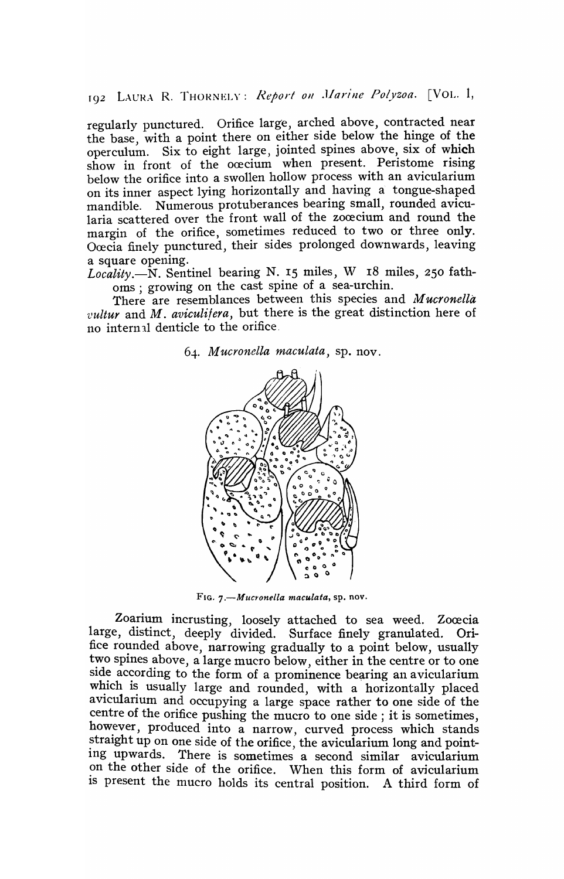regularly punctured. Orifice large, arched above, contracted near the base, with a point there on either side below the hinge of the operculum. Six to eight large, jointed spines above, six of which show in front of the oœcium when present. Peristome rising below the orifice into a swollen hollow process with an avicularium on its inner aspect lying horizontally and having a tongue-shaped mandible. Numerous protuberances bearing small, rounded avicularia scattered over the front wall of the zoœcium and round the margin of the orifice, sometimes reduced to two or three only. Oœcia finely punctured, their sides prolonged downwards, leaving a square opening.

*Locality*.—N. Sentinel bearing N. 15 miles, W 18 miles, 250 fathoms; growing on the cast spine of a sea-urchin.

There are resemblances between this species and *Mucronella vultur* and *M. aviculifera*, but there is the great distinction here of no internal denticle to the orifice.

### 64. *Mucronella maculata*, sp. nov.

FIG. 7.—*Mucronella maculata*, sp. nov.

Zoarium incrusting, loosely attached to sea weed. Zoœcia large, distinct, deeply divided. Surface finely granulated. Orifice rounded above, narrowing gradually to a point below, usually two spines above, a large mucro below, either in the centre or to one side according to the form of a prominence bearing an avicularium which is usually large and rounded, with a horizontally placed avicularium and occupying a large space rather to one side of the centre of the orifice pushing the mucro to one side; it is sometimes, however, produced into a narrow, curved process which stands straight up on one side of the orifice, the avicularium long and pointing upwards. There is sometimes a second similar avicularium on the other side of the orifice. When this form of avicularium is present the mucro holds its central position. A third form of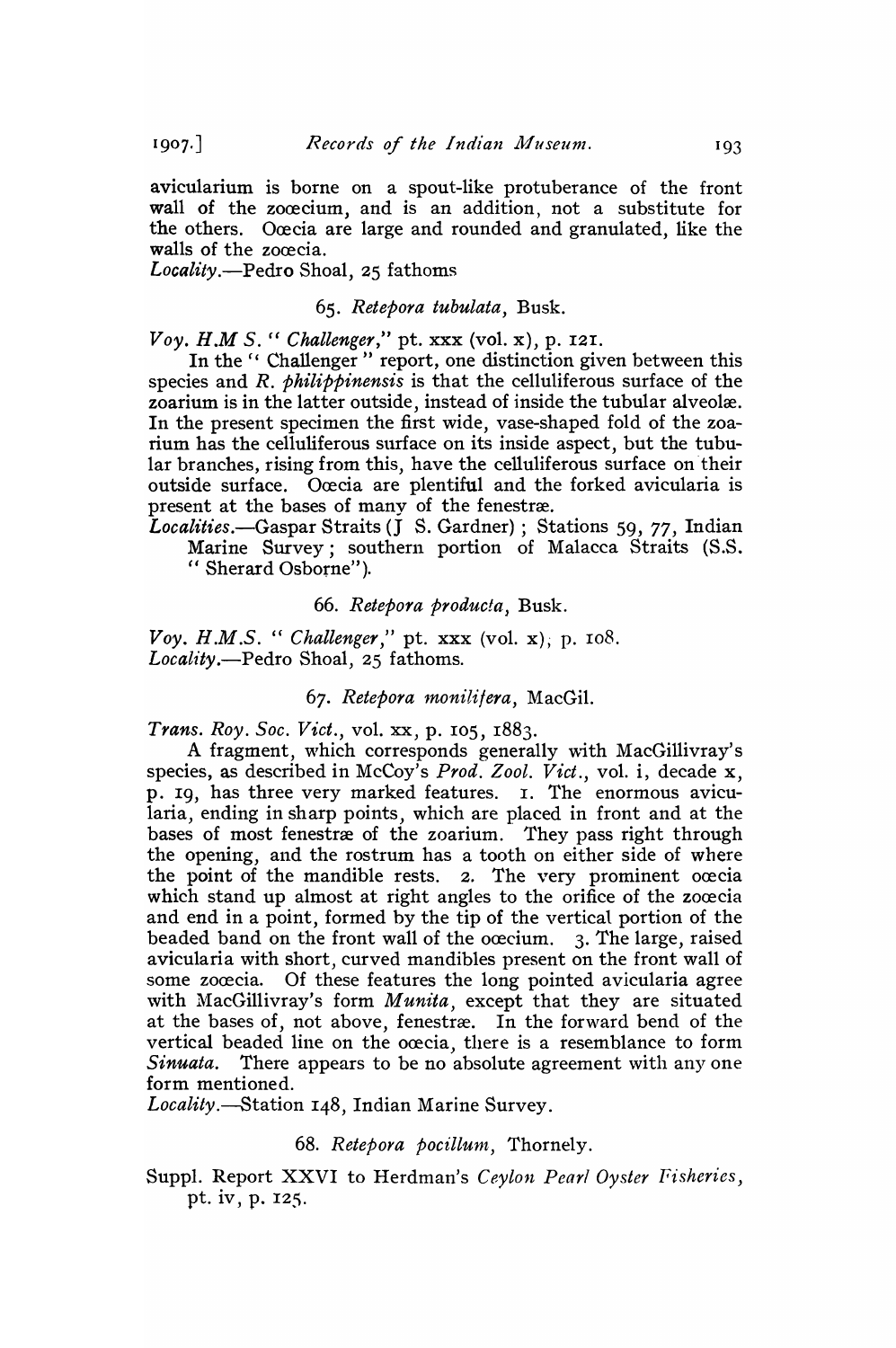avicularium is borne on a spout-like protuberance of the front wall of the zoœcium, and is an addition, not a substitute for the others. Oœcia are large and rounded and granulated, like the walls of the zoœcia.

*Locality*.—Pedro Shoal, 25 fathoms

### 65. *Retepora tubulata*, Busk.

*Voy. H.M S. "Challenger*," pt. xxx (vol. x), p. 121.

In the "Challenger" report, one distinction given between this species and *R. philippinensis* is that the celluliferous surface of the zoarium is in the latter outside, instead of inside the tubular alveolæ. In the present specimen the first wide, vase-shaped fold of the zoarium has the celluliferous surface on its inside aspect, but the tubular branches, rising from this, have the celluliferous surface on their outside surface. Oœcia are plentiful and the forked avicularia is present at the bases of many of the fenestræ.

*Localities*.—Gaspar Straits (J S. Gardner); Stations 59, 77, Indian Marine Survey; southern portion of Malacca Straits (S.S. "Sherard Osborne").

### 66. *Retepora producta*, Busk.

*Voy. H.M.S. "Challenger*," pt. xxx (vol. x), p. 108.

*Locality*.—Pedro Shoal, 25 fathoms.

### 67. *Retepora monilifera*, MacGil.

*Trans. Roy. Soc. Vict.*, vol. xx, p. 105, 1883.

A fragment, which corresponds generally with MacGillivray's species, as described in McCoy's *Prod. Zool. Vict.*, vol. i, decade x, p. 19, has three very marked features. 1. The enormous avicularia, ending in sharp points, which are placed in front and at the bases of most fenestræ of the zoarium. They pass right through the opening, and the rostrum has a tooth on either side of where the point of the mandible rests. 2. The very prominent oœcia which stand up almost at right angles to the orifice of the zoœcia and end in a point, formed by the tip of the vertical portion of the beaded band on the front wall of the oœcium. 3. The large, raised avicularia with short, curved mandibles present on the front wall of some zoœcia. Of these features the long pointed avicularia agree with MacGillivray's form *Munita*, except that they are situated at the bases of, not above, fenestræ. In the forward bend of the vertical beaded line on the oœcia, there is a resemblance to form *Sinuata*. There appears to be no absolute agreement with any one form mentioned.

*Locality*.—Station 148, Indian Marine Survey.

### 68. *Retepora pocillum*, Thornely.

Suppl. Report XXVI to Herdman's *Ceylon Pearl Oyster Fisheries*, pt. iv, p. 125.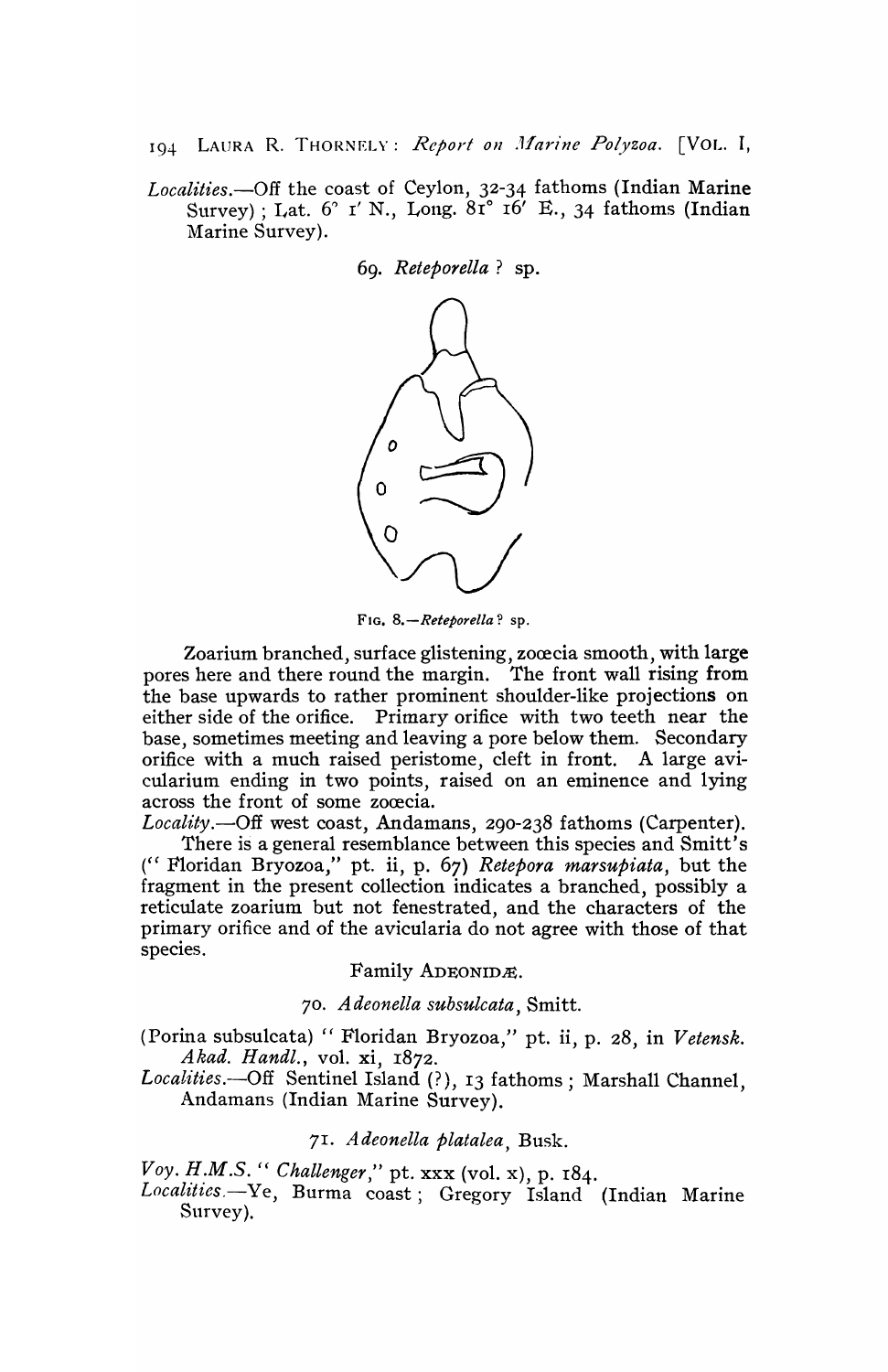*Localities.*—Off the coast of Ceylon, 32-34 fathoms (Indian Marine Survey); Lat. 6° 1′ N., Long. 81° 16′ E., 34 fathoms (Indian Marine Survey).

### 69. *Reteporella* ? sp.

FIG. 8.—*Reteporella* ? sp.

Zoarium branched, surface glistening, zoœcia smooth, with large pores here and there round the margin. The front wall rising from the base upwards to rather prominent shoulder-like projections on either side of the orifice. Primary orifice with two teeth near the base, sometimes meeting and leaving a pore below them. Secondary orifice with a much raised peristome, cleft in front. A large avicularium ending in two points, raised on an eminence and lying across the front of some zoœcia.

*Locality.*—Off west coast, Andamans, 290-238 fathoms (Carpenter).

There is a general resemblance between this species and Smitt's ("Floridan Bryozoa," pt. ii, p. 67) *Retepora marsupiata*, but the fragment in the present collection indicates a branched, possibly a reticulate zoarium but not fenestrated, and the characters of the primary orifice and of the avicularia do not agree with those of that species.

## Family ADEONIDÆ.

### 70. *Adeonella subsulcata*, Smitt.

(Porina subsulcata) "Floridan Bryozoa," pt. ii, p. 28, in *Vetensk. Akad. Handl.*, vol. xi, 1872.

*Localities.*—Off Sentinel Island (?), 13 fathoms; Marshall Channel, Andamans (Indian Marine Survey).

### 71. *Adeonella platalea*, Busk.

*Voy. H.M.S.* "*Challenger*," pt. xxx (vol. x), p. 184.

*Localities.*—Ye, Burma coast; Gregory Island (Indian Marine Survey).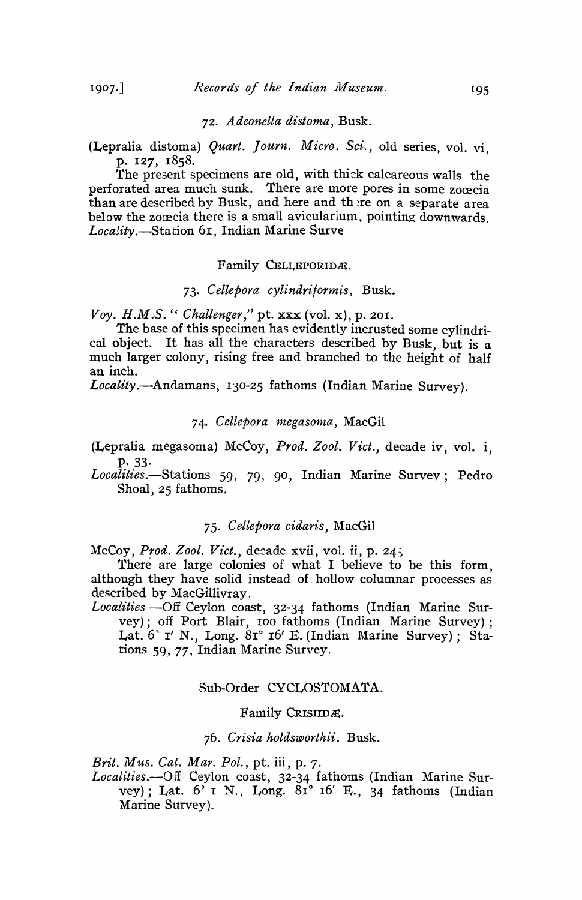72. *Adeonella distoma*, Busk.

(Lepralia distoma) *Quart. Journ. Micro. Sci.*, old series, vol. vi, p. 127, 1858.

The present specimens are old, with thick calcareous walls the perforated area much sunk. There are more pores in some zooecia than are described by Busk, and here and there on a separate area below the zooecia there is a small avicularium, pointing downwards.

*Locality.*—Station 61, Indian Marine Surve

Family CELLEPORIDÆ.

73. *Cellepora cylindriformis*, Busk.

*Voy. H.M.S.* "*Challenger*," pt. xxx (vol. x), p. 201.

The base of this specimen has evidently incrusted some cylindrical object. It has all the characters described by Busk, but is a much larger colony, rising free and branched to the height of half an inch.

*Locality.*—Andamans, 130-25 fathoms (Indian Marine Survey).

74. *Cellepora megasoma*, MacGil

(Lepralia megasoma) McCoy, *Prod. Zool. Vict.*, decade iv, vol. i, p. 33.

*Localities.*—Stations 59, 79, 90, Indian Marine Survey; Pedro Shoal, 25 fathoms.

75. *Cellepora cidaris*, MacGil

McCoy, *Prod. Zool. Vict.*, decade xvii, vol. ii, p. 245

There are large colonies of what I believe to be this form, although they have solid instead of hollow columnar processes as described by MacGillivray.

*Localities* —Off Ceylon coast, 32-34 fathoms (Indian Marine Survey); off Port Blair, 100 fathoms (Indian Marine Survey); Lat. 6° 1′ N., Long. 81° 16′ E. (Indian Marine Survey); Stations 59, 77, Indian Marine Survey.

Sub-Order CYCLOSTOMATA.

Family CRISIIDÆ.

76. *Crisia holdsworthii*, Busk.

*Brit. Mus. Cat. Mar. Pol.*, pt. iii, p. 7.

*Localities.*—Off Ceylon coast, 32-34 fathoms (Indian Marine Survey); Lat. 6° 1 N., Long. 81° 16′ E., 34 fathoms (Indian Marine Survey).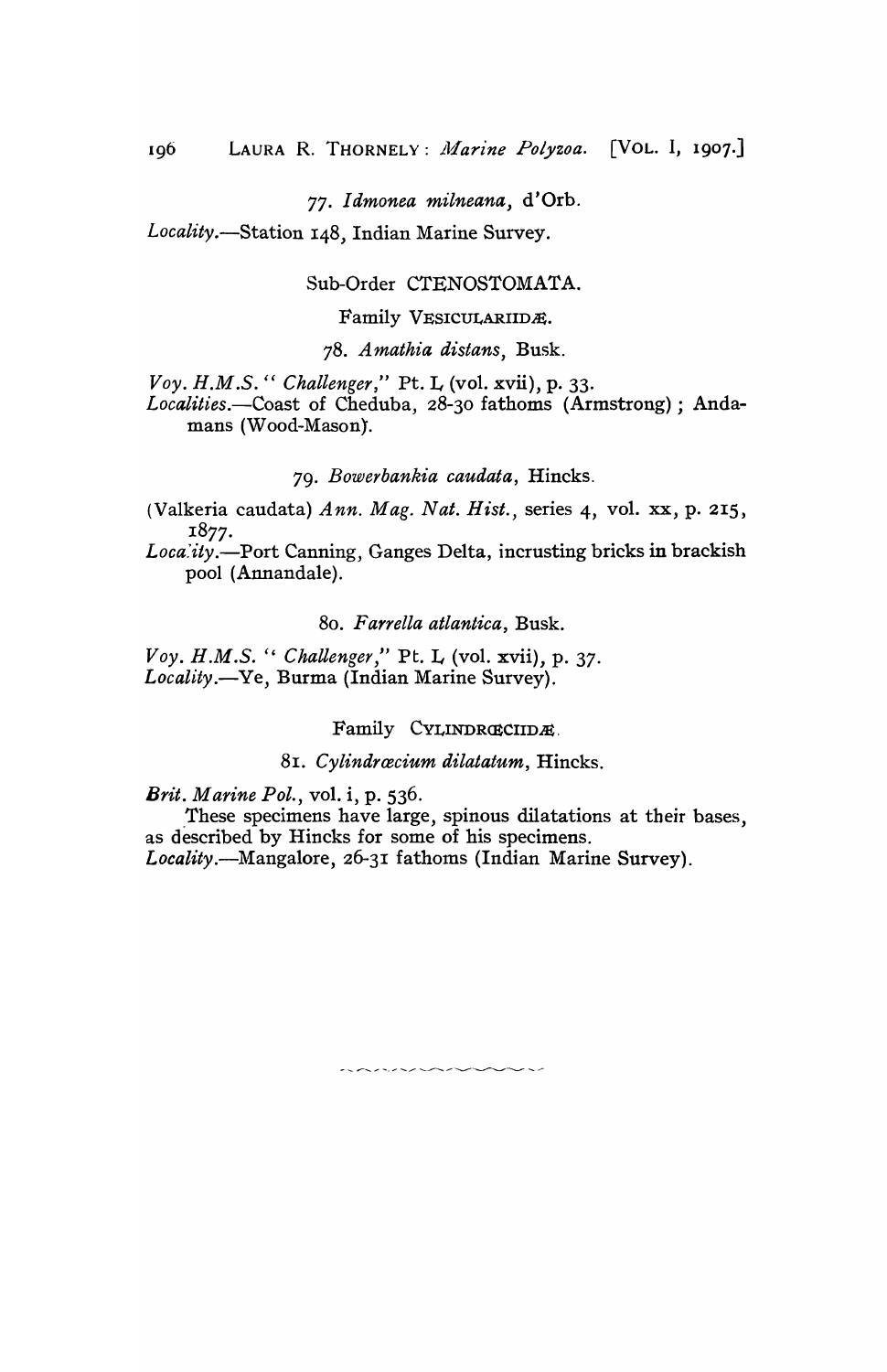77. *Idmonea milneana*, d'Orb.

*Locality*.—Station 148, Indian Marine Survey.

## Sub-Order CTENOSTOMATA.

### Family VESICULARIIDÆ.

78. *Amathia distans*, Busk.

*Voy. H.M.S. "Challenger,"* Pt. L (vol. xvii), p. 33.
*Localities*.—Coast of Cheduba, 28-30 fathoms (Armstrong); Andamans (Wood-Mason).

79. *Bowerbankia caudata*, Hincks.

(Valkeria caudata) *Ann. Mag. Nat. Hist.*, series 4, vol. xx, p. 215, 1877.
*Locality*.—Port Canning, Ganges Delta, incrusting bricks in brackish pool (Annandale).

80. *Farrella atlantica*, Busk.

*Voy. H.M.S. "Challenger,"* Pt. L (vol. xvii), p. 37.
*Locality*.—Ye, Burma (Indian Marine Survey).

### Family CYLINDRŒCIIDÆ.

81. *Cylindrœcium dilatatum*, Hincks.

*Brit. Marine Pol.*, vol. i, p. 536.

These specimens have large, spinous dilatations at their bases, as described by Hincks for some of his specimens.
*Locality*.—Mangalore, 26-31 fathoms (Indian Marine Survey).